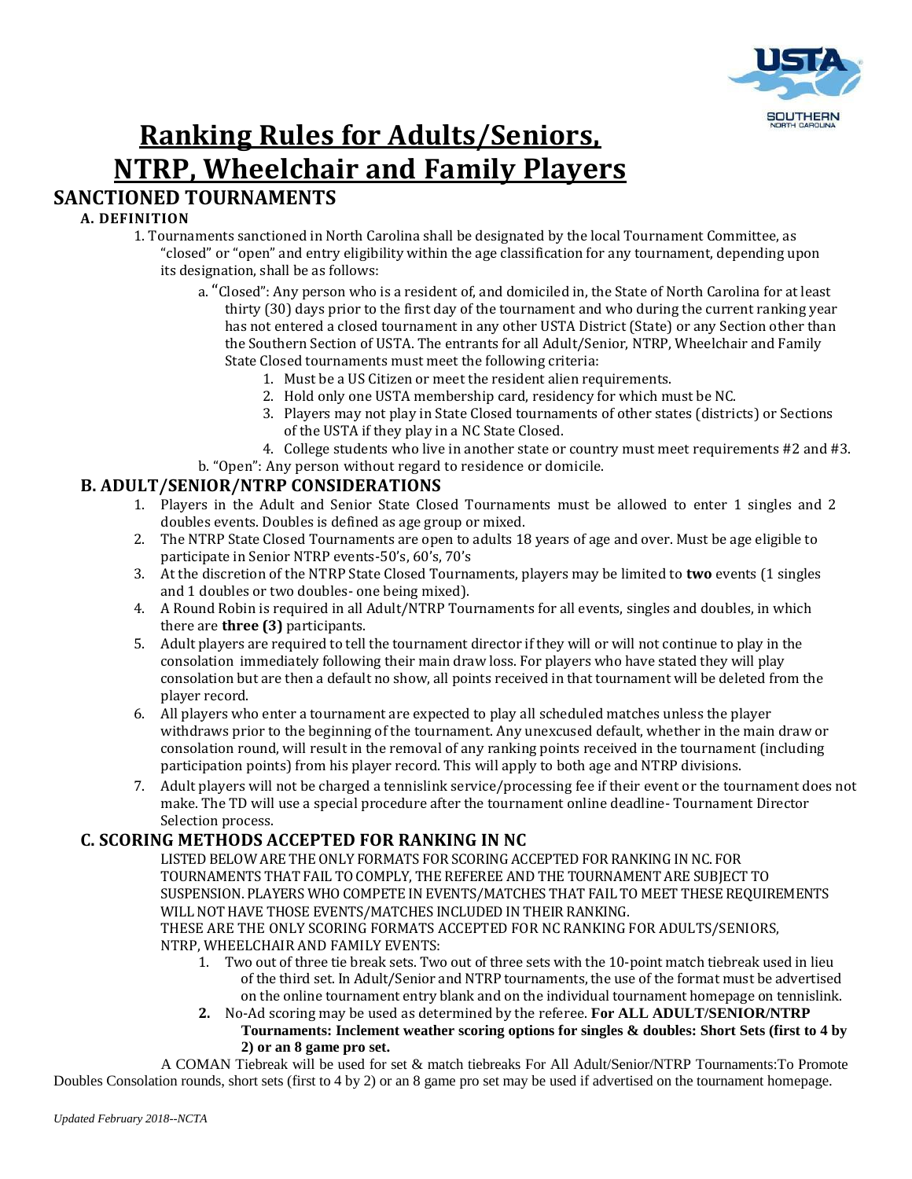# Ranking Rules for Adults/Seniors, NTRP, Wheelchair and Family Players

## SANCTIONED TOURNAMENTS

### A. DEFINITION

1. Tournaments sanctioned in North Carolina shall be designated by the local Tournament Committee, as "closed" or "open" and entry eligibility within the age classification for any tournament, depending upon its designation, shall be as follows:
   - a. "Closed": Any person who is a resident of, and domiciled in, the State of North Carolina for at least thirty (30) days prior to the first day of the tournament and who during the current ranking year has not entered a closed tournament in any other USTA District (State) or any Section other than the Southern Section of USTA. The entrants for all Adult/Senior, NTRP, Wheelchair and Family State Closed tournaments must meet the following criteria:
     1. Must be a US Citizen or meet the resident alien requirements.
     2. Hold only one USTA membership card, residency for which must be NC.
     3. Players may not play in State Closed tournaments of other states (districts) or Sections of the USTA if they play in a NC State Closed.
     4. College students who live in another state or country must meet requirements #2 and #3.
   - b. "Open": Any person without regard to residence or domicile.

### B. ADULT/SENIOR/NTRP CONSIDERATIONS

1. Players in the Adult and Senior State Closed Tournaments must be allowed to enter 1 singles and 2 doubles events. Doubles is defined as age group or mixed.
2. The NTRP State Closed Tournaments are open to adults 18 years of age and over. Must be age eligible to participate in Senior NTRP events-50's, 60's, 70's
3. At the discretion of the NTRP State Closed Tournaments, players may be limited to **two** events (1 singles and 1 doubles or two doubles- one being mixed).
4. A Round Robin is required in all Adult/NTRP Tournaments for all events, singles and doubles, in which there are **three (3)** participants.
5. Adult players are required to tell the tournament director if they will or will not continue to play in the consolation immediately following their main draw loss. For players who have stated they will play consolation but are then a default no show, all points received in that tournament will be deleted from the player record.
6. All players who enter a tournament are expected to play all scheduled matches unless the player withdraws prior to the beginning of the tournament. Any unexcused default, whether in the main draw or consolation round, will result in the removal of any ranking points received in the tournament (including participation points) from his player record. This will apply to both age and NTRP divisions.
7. Adult players will not be charged a tennislink service/processing fee if their event or the tournament does not make. The TD will use a special procedure after the tournament online deadline- Tournament Director Selection process.

### C. SCORING METHODS ACCEPTED FOR RANKING IN NC

LISTED BELOW ARE THE ONLY FORMATS FOR SCORING ACCEPTED FOR RANKING IN NC. FOR TOURNAMENTS THAT FAIL TO COMPLY, THE REFEREE AND THE TOURNAMENT ARE SUBJECT TO SUSPENSION. PLAYERS WHO COMPETE IN EVENTS/MATCHES THAT FAIL TO MEET THESE REQUIREMENTS WILL NOT HAVE THOSE EVENTS/MATCHES INCLUDED IN THEIR RANKING.

THESE ARE THE ONLY SCORING FORMATS ACCEPTED FOR NC RANKING FOR ADULTS/SENIORS, NTRP, WHEELCHAIR AND FAMILY EVENTS:

1. Two out of three tie break sets. Two out of three sets with the 10-point match tiebreak used in lieu of the third set. In Adult/Senior and NTRP tournaments, the use of the format must be advertised on the online tournament entry blank and on the individual tournament homepage on tennislink.
2. No-Ad scoring may be used as determined by the referee. **For ALL ADULT/SENIOR/NTRP Tournaments: Inclement weather scoring options for singles & doubles: Short Sets (first to 4 by 2) or an 8 game pro set.**

A COMAN Tiebreak will be used for set & match tiebreaks For All Adult/Senior/NTRP Tournaments:To Promote Doubles Consolation rounds, short sets (first to 4 by 2) or an 8 game pro set may be used if advertised on the tournament homepage.

*Updated February 2018--NCTA*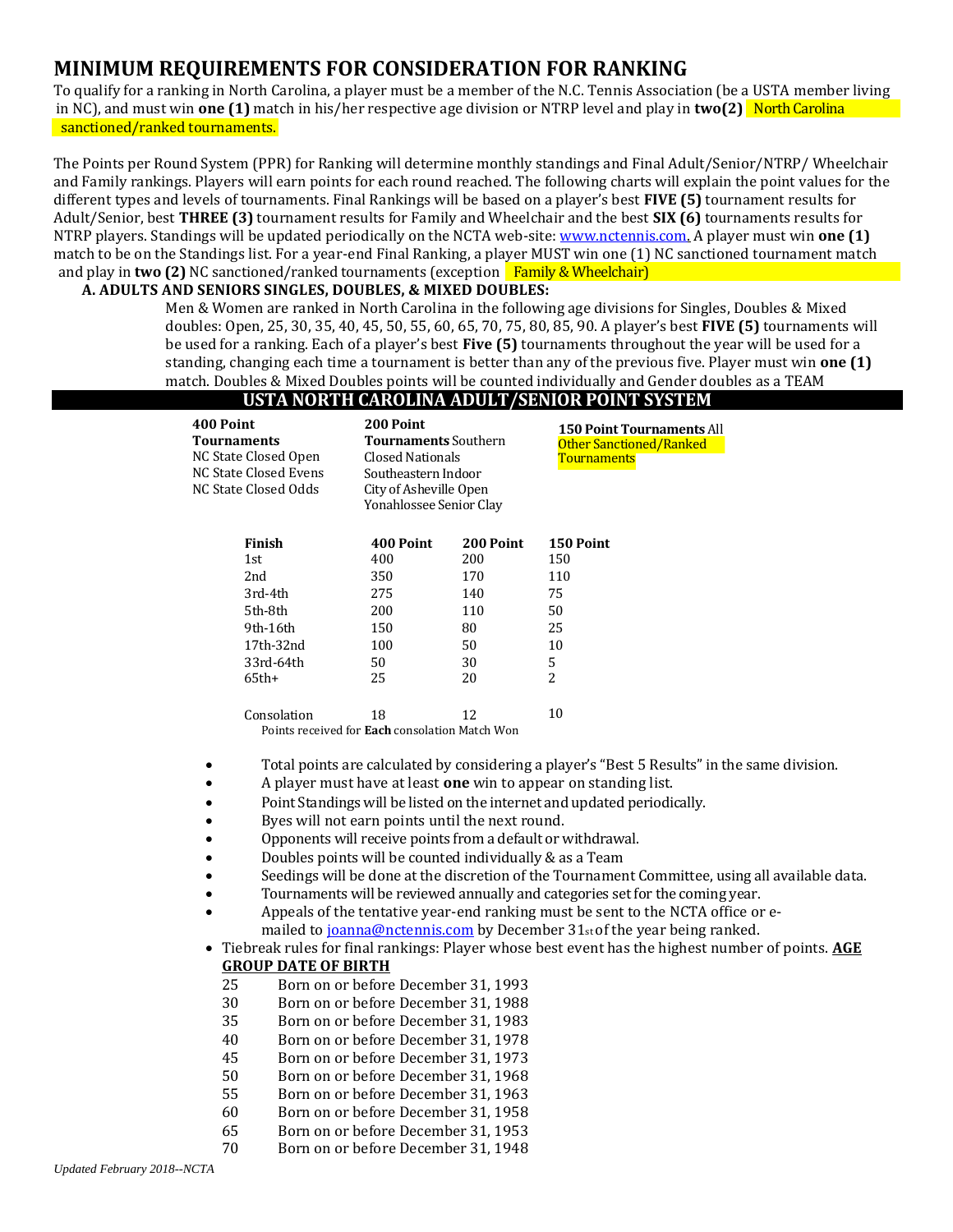# MINIMUM REQUIREMENTS FOR CONSIDERATION FOR RANKING

To qualify for a ranking in North Carolina, a player must be a member of the N.C. Tennis Association (be a USTA member living in NC), and must win **one (1)** match in his/her respective age division or NTRP level and play in **two(2)** North Carolina sanctioned/ranked tournaments.

The Points per Round System (PPR) for Ranking will determine monthly standings and Final Adult/Senior/NTRP/ Wheelchair and Family rankings. Players will earn points for each round reached. The following charts will explain the point values for the different types and levels of tournaments. Final Rankings will be based on a player's best **FIVE (5)** tournament results for Adult/Senior, best **THREE (3)** tournament results for Family and Wheelchair and the best **SIX (6)** tournaments results for NTRP players. Standings will be updated periodically on the NCTA web-site: www.nctennis.com. A player must win **one (1)** match to be on the Standings list. For a year-end Final Ranking, a player MUST win one (1) NC sanctioned tournament match and play in **two (2)** NC sanctioned/ranked tournaments (exception Family & Wheelchair)

### A. ADULTS AND SENIORS SINGLES, DOUBLES, & MIXED DOUBLES:

Men & Women are ranked in North Carolina in the following age divisions for Singles, Doubles & Mixed doubles: Open, 25, 30, 35, 40, 45, 50, 55, 60, 65, 70, 75, 80, 85, 90. A player's best **FIVE (5)** tournaments will be used for a ranking. Each of a player's best **Five (5)** tournaments throughout the year will be used for a standing, changing each time a tournament is better than any of the previous five. Player must win **one (1)** match. Doubles & Mixed Doubles points will be counted individually and Gender doubles as a TEAM

## USTA NORTH CAROLINA ADULT/SENIOR POINT SYSTEM

| 400 Point Tournaments | 200 Point Tournaments | 150 Point Tournaments |
|---|---|---|
| NC State Closed Open | Southern Closed Nationals | All Other Sanctioned/Ranked Tournaments |
| NC State Closed Evens | Southeastern Indoor | |
| NC State Closed Odds | City of Asheville Open | |
| | Yonahlossee Senior Clay | |

| Finish | 400 Point | 200 Point | 150 Point |
|---|---|---|---|
| 1st | 400 | 200 | 150 |
| 2nd | 350 | 170 | 110 |
| 3rd-4th | 275 | 140 | 75 |
| 5th-8th | 200 | 110 | 50 |
| 9th-16th | 150 | 80 | 25 |
| 17th-32nd | 100 | 50 | 10 |
| 33rd-64th | 50 | 30 | 5 |
| 65th+ | 25 | 20 | 2 |
| Consolation | 18 | 12 | 10 |

Points received for **Each** consolation Match Won

- Total points are calculated by considering a player's "Best 5 Results" in the same division.
- A player must have at least **one** win to appear on standing list.
- Point Standings will be listed on the internet and updated periodically.
- Byes will not earn points until the next round.
- Opponents will receive points from a default or withdrawal.
- Doubles points will be counted individually & as a Team
- Seedings will be done at the discretion of the Tournament Committee, using all available data.
- Tournaments will be reviewed annually and categories set for the coming year.
- Appeals of the tentative year-end ranking must be sent to the NCTA office or e-mailed to joanna@nctennis.com by December 31st of the year being ranked.
- Tiebreak rules for final rankings: Player whose best event has the highest number of points. **AGE GROUP DATE OF BIRTH**

| | |
|---|---|
| 25 | Born on or before December 31, 1993 |
| 30 | Born on or before December 31, 1988 |
| 35 | Born on or before December 31, 1983 |
| 40 | Born on or before December 31, 1978 |
| 45 | Born on or before December 31, 1973 |
| 50 | Born on or before December 31, 1968 |
| 55 | Born on or before December 31, 1963 |
| 60 | Born on or before December 31, 1958 |
| 65 | Born on or before December 31, 1953 |
| 70 | Born on or before December 31, 1948 |

*Updated February 2018--NCTA*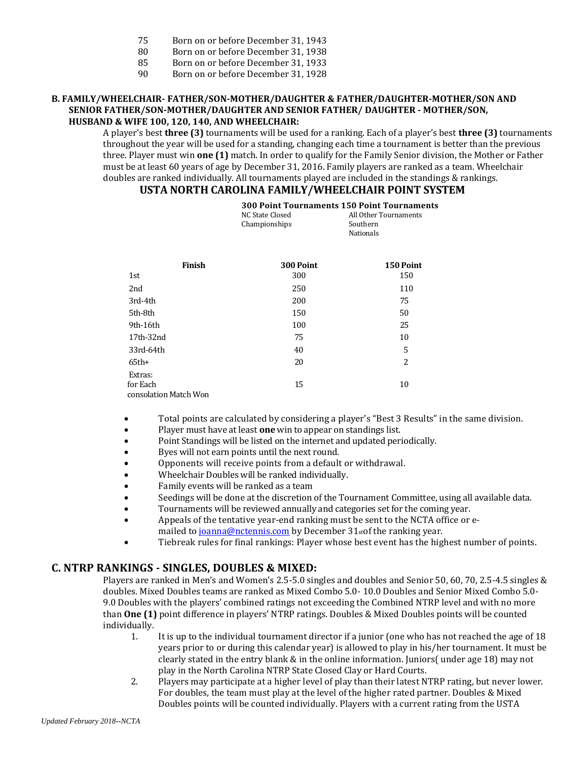| | |
|---|---|
| 75 | Born on or before December 31, 1943 |
| 80 | Born on or before December 31, 1938 |
| 85 | Born on or before December 31, 1933 |
| 90 | Born on or before December 31, 1928 |

### B. FAMILY/WHEELCHAIR- FATHER/SON-MOTHER/DAUGHTER & FATHER/DAUGHTER-MOTHER/SON AND SENIOR FATHER/SON-MOTHER/DAUGHTER AND SENIOR FATHER/ DAUGHTER - MOTHER/SON, HUSBAND & WIFE 100, 120, 140, AND WHEELCHAIR:

A player's best **three (3)** tournaments will be used for a ranking. Each of a player's best **three (3)** tournaments throughout the year will be used for a standing, changing each time a tournament is better than the previous three. Player must win **one (1)** match. In order to qualify for the Family Senior division, the Mother or Father must be at least 60 years of age by December 31, 2016. Family players are ranked as a team. Wheelchair doubles are ranked individually. All tournaments played are included in the standings & rankings.

## USTA NORTH CAROLINA FAMILY/WHEELCHAIR POINT SYSTEM

| 300 Point Tournaments | 150 Point Tournaments |
|---|---|
| NC State Closed Championships | All Other Tournaments Southern Nationals |

| Finish | 300 Point | 150 Point |
|---|---|---|
| 1st | 300 | 150 |
| 2nd | 250 | 110 |
| 3rd-4th | 200 | 75 |
| 5th-8th | 150 | 50 |
| 9th-16th | 100 | 25 |
| 17th-32nd | 75 | 10 |
| 33rd-64th | 40 | 5 |
| 65th+ | 20 | 2 |
| Extras: for Each consolation Match Won | 15 | 10 |

- Total points are calculated by considering a player's "Best 3 Results" in the same division.
- Player must have at least **one** win to appear on standings list.
- Point Standings will be listed on the internet and updated periodically.
- Byes will not earn points until the next round.
- Opponents will receive points from a default or withdrawal.
- Wheelchair Doubles will be ranked individually.
- Family events will be ranked as a team
- Seedings will be done at the discretion of the Tournament Committee, using all available data.
- Tournaments will be reviewed annually and categories set for the coming year.
- Appeals of the tentative year-end ranking must be sent to the NCTA office or e-mailed to joanna@nctennis.com by December 31st of the ranking year.
- Tiebreak rules for final rankings: Player whose best event has the highest number of points.

## C. NTRP RANKINGS - SINGLES, DOUBLES & MIXED:

Players are ranked in Men's and Women's 2.5-5.0 singles and doubles and Senior 50, 60, 70, 2.5-4.5 singles & doubles. Mixed Doubles teams are ranked as Mixed Combo 5.0- 10.0 Doubles and Senior Mixed Combo 5.0-9.0 Doubles with the players' combined ratings not exceeding the Combined NTRP level and with no more than **One (1)** point difference in players' NTRP ratings. Doubles & Mixed Doubles points will be counted individually.

1. It is up to the individual tournament director if a junior (one who has not reached the age of 18 years prior to or during this calendar year) is allowed to play in his/her tournament. It must be clearly stated in the entry blank & in the online information. Juniors( under age 18) may not play in the North Carolina NTRP State Closed Clay or Hard Courts.
2. Players may participate at a higher level of play than their latest NTRP rating, but never lower. For doubles, the team must play at the level of the higher rated partner. Doubles & Mixed Doubles points will be counted individually. Players with a current rating from the USTA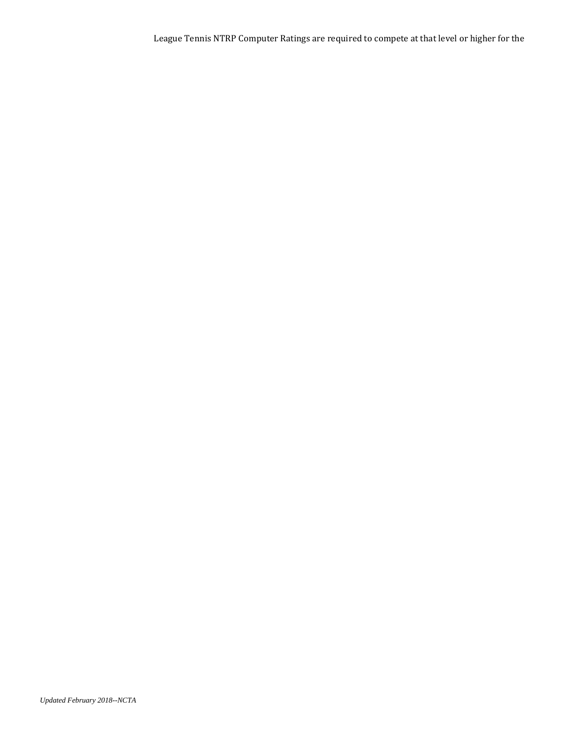League Tennis NTRP Computer Ratings are required to compete at that level or higher for the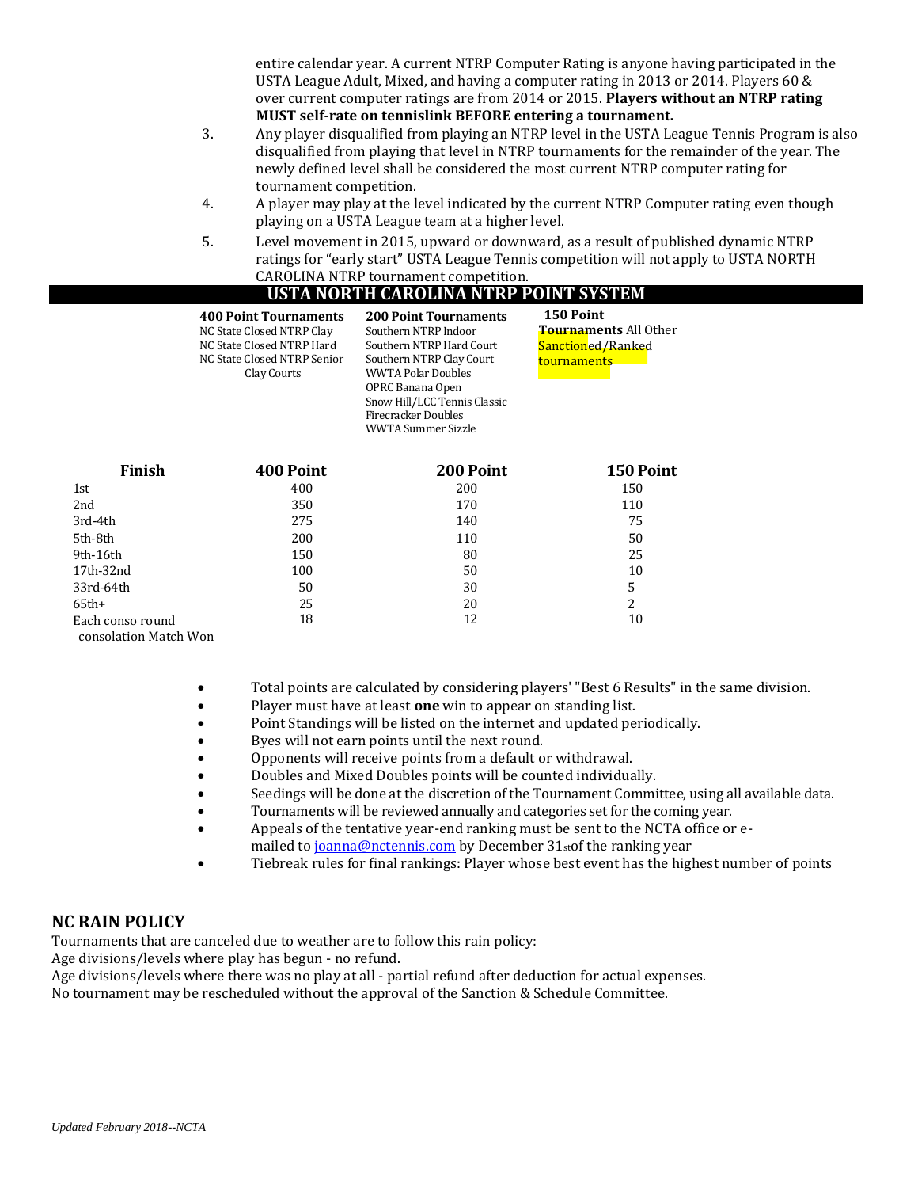entire calendar year. A current NTRP Computer Rating is anyone having participated in the USTA League Adult, Mixed, and having a computer rating in 2013 or 2014. Players 60 & over current computer ratings are from 2014 or 2015. **Players without an NTRP rating MUST self-rate on tennislink BEFORE entering a tournament.**

3. Any player disqualified from playing an NTRP level in the USTA League Tennis Program is also disqualified from playing that level in NTRP tournaments for the remainder of the year. The newly defined level shall be considered the most current NTRP computer rating for tournament competition.
4. A player may play at the level indicated by the current NTRP Computer rating even though playing on a USTA League team at a higher level.
5. Level movement in 2015, upward or downward, as a result of published dynamic NTRP ratings for "early start" USTA League Tennis competition will not apply to USTA NORTH CAROLINA NTRP tournament competition.

## USTA NORTH CAROLINA NTRP POINT SYSTEM

**400 Point Tournaments**
NC State Closed NTRP Clay
NC State Closed NTRP Hard
NC State Closed NTRP Senior Clay Courts

**200 Point Tournaments**
Southern NTRP Indoor
Southern NTRP Hard Court
Southern NTRP Clay Court
WWTA Polar Doubles
OPRC Banana Open
Snow Hill/LCC Tennis Classic
Firecracker Doubles
WWTA Summer Sizzle

**150 Point Tournaments** All Other Sanctioned/Ranked tournaments

| Finish | 400 Point | 200 Point | 150 Point |
|---|---|---|---|
| 1st | 400 | 200 | 150 |
| 2nd | 350 | 170 | 110 |
| 3rd-4th | 275 | 140 | 75 |
| 5th-8th | 200 | 110 | 50 |
| 9th-16th | 150 | 80 | 25 |
| 17th-32nd | 100 | 50 | 10 |
| 33rd-64th | 50 | 30 | 5 |
| 65th+ | 25 | 20 | 2 |
| Each conso round consolation Match Won | 18 | 12 | 10 |

- Total points are calculated by considering players' "Best 6 Results" in the same division.
- Player must have at least **one** win to appear on standing list.
- Point Standings will be listed on the internet and updated periodically.
- Byes will not earn points until the next round.
- Opponents will receive points from a default or withdrawal.
- Doubles and Mixed Doubles points will be counted individually.
- Seedings will be done at the discretion of the Tournament Committee, using all available data.
- Tournaments will be reviewed annually and categories set for the coming year.
- Appeals of the tentative year-end ranking must be sent to the NCTA office or e-mailed to joanna@nctennis.com by December 31st of the ranking year
- Tiebreak rules for final rankings: Player whose best event has the highest number of points

## NC RAIN POLICY

Tournaments that are canceled due to weather are to follow this rain policy:
Age divisions/levels where play has begun - no refund.
Age divisions/levels where there was no play at all - partial refund after deduction for actual expenses.
No tournament may be rescheduled without the approval of the Sanction & Schedule Committee.

*Updated February 2018--NCTA*